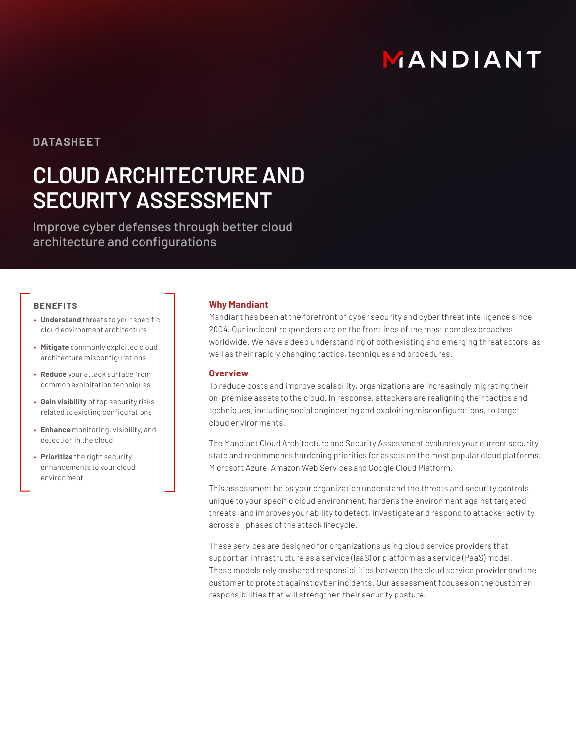MANDIANT

DATASHEET

# CLOUD ARCHITECTURE AND SECURITY ASSESSMENT

Improve cyber defenses through better cloud architecture and configurations

### BENEFITS

- **Understand** threats to your specific cloud environment architecture
- **Mitigate** commonly exploited cloud architecture misconfigurations
- **Reduce** your attack surface from common exploitation techniques
- **Gain visibility** of top security risks related to existing configurations
- **Enhance** monitoring, visibility, and detection in the cloud
- **Prioritize** the right security enhancements to your cloud environment

## Why Mandiant

Mandiant has been at the forefront of cyber security and cyber threat intelligence since 2004. Our incident responders are on the frontlines of the most complex breaches worldwide. We have a deep understanding of both existing and emerging threat actors, as well as their rapidly changing tactics, techniques and procedures.

## Overview

To reduce costs and improve scalability, organizations are increasingly migrating their on-premise assets to the cloud. In response, attackers are realigning their tactics and techniques, including social engineering and exploiting misconfigurations, to target cloud environments.

The Mandiant Cloud Architecture and Security Assessment evaluates your current security state and recommends hardening priorities for assets on the most popular cloud platforms: Microsoft Azure, Amazon Web Services and Google Cloud Platform.

This assessment helps your organization understand the threats and security controls unique to your specific cloud environment, hardens the environment against targeted threats, and improves your ability to detect, investigate and respond to attacker activity across all phases of the attack lifecycle.

These services are designed for organizations using cloud service providers that support an infrastructure as a service (IaaS) or platform as a service (PaaS) model. These models rely on shared responsibilities between the cloud service provider and the customer to protect against cyber incidents. Our assessment focuses on the customer responsibilities that will strengthen their security posture.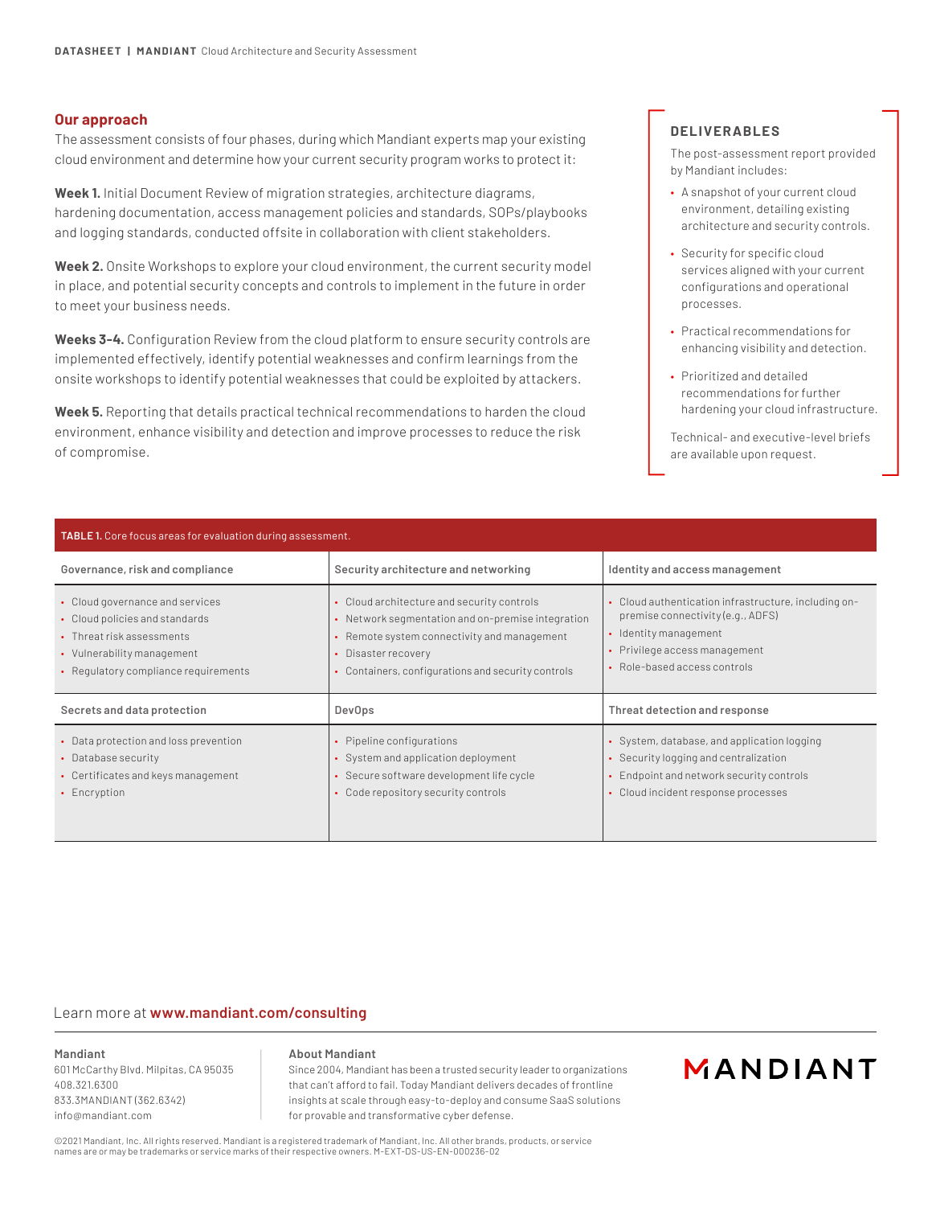## Our approach

The assessment consists of four phases, during which Mandiant experts map your existing cloud environment and determine how your current security program works to protect it:

**Week 1.** Initial Document Review of migration strategies, architecture diagrams, hardening documentation, access management policies and standards, SOPs/playbooks and logging standards, conducted offsite in collaboration with client stakeholders.

**Week 2.** Onsite Workshops to explore your cloud environment, the current security model in place, and potential security concepts and controls to implement in the future in order to meet your business needs.

**Weeks 3-4.** Configuration Review from the cloud platform to ensure security controls are implemented effectively, identify potential weaknesses and confirm learnings from the onsite workshops to identify potential weaknesses that could be exploited by attackers.

**Week 5.** Reporting that details practical technical recommendations to harden the cloud environment, enhance visibility and detection and improve processes to reduce the risk of compromise.

### DELIVERABLES

The post-assessment report provided by Mandiant includes:

- A snapshot of your current cloud environment, detailing existing architecture and security controls.
- Security for specific cloud services aligned with your current configurations and operational processes.
- Practical recommendations for enhancing visibility and detection.
- Prioritized and detailed recommendations for further hardening your cloud infrastructure.

Technical- and executive-level briefs are available upon request.

**TABLE 1.** Core focus areas for evaluation during assessment.

| Governance, risk and compliance | Security architecture and networking | Identity and access management |
|---|---|---|
| • Cloud governance and services<br>• Cloud policies and standards<br>• Threat risk assessments<br>• Vulnerability management<br>• Regulatory compliance requirements | • Cloud architecture and security controls<br>• Network segmentation and on-premise integration<br>• Remote system connectivity and management<br>• Disaster recovery<br>• Containers, configurations and security controls | • Cloud authentication infrastructure, including on-premise connectivity (e.g., ADFS)<br>• Identity management<br>• Privilege access management<br>• Role-based access controls |
| **Secrets and data protection** | **DevOps** | **Threat detection and response** |
| • Data protection and loss prevention<br>• Database security<br>• Certificates and keys management<br>• Encryption | • Pipeline configurations<br>• System and application deployment<br>• Secure software development life cycle<br>• Code repository security controls | • System, database, and application logging<br>• Security logging and centralization<br>• Endpoint and network security controls<br>• Cloud incident response processes |

Learn more at **www.mandiant.com/consulting**

**Mandiant**
601 McCarthy Blvd. Milpitas, CA 95035
408.321.6300
833.3MANDIANT (362.6342)
info@mandiant.com

**About Mandiant**
Since 2004, Mandiant has been a trusted security leader to organizations that can't afford to fail. Today Mandiant delivers decades of frontline insights at scale through easy-to-deploy and consume SaaS solutions for provable and transformative cyber defense.

MANDIANT

©2021 Mandiant, Inc. All rights reserved. Mandiant is a registered trademark of Mandiant, Inc. All other brands, products, or service names are or may be trademarks or service marks of their respective owners. M-EXT-DS-US-EN-000236-02